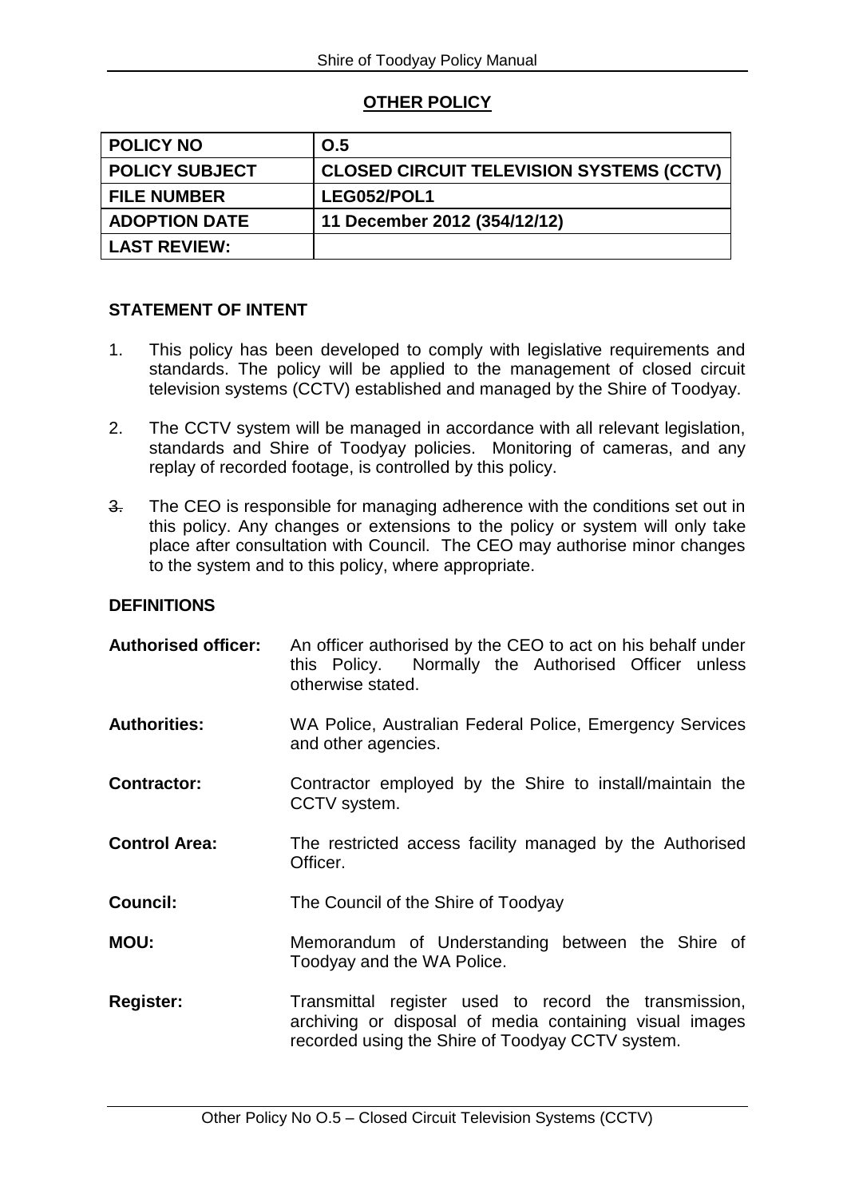## OTHER POLICY

| POLICY NO | O.5 |
|---|---|
| POLICY SUBJECT | CLOSED CIRCUIT TELEVISION SYSTEMS (CCTV) |
| FILE NUMBER | LEG052/POL1 |
| ADOPTION DATE | 11 December 2012 (354/12/12) |
| LAST REVIEW: | |

### STATEMENT OF INTENT

1. This policy has been developed to comply with legislative requirements and standards. The policy will be applied to the management of closed circuit television systems (CCTV) established and managed by the Shire of Toodyay.

2. The CCTV system will be managed in accordance with all relevant legislation, standards and Shire of Toodyay policies. Monitoring of cameras, and any replay of recorded footage, is controlled by this policy.

3. The CEO is responsible for managing adherence with the conditions set out in this policy. Any changes or extensions to the policy or system will only take place after consultation with Council. The CEO may authorise minor changes to the system and to this policy, where appropriate.

### DEFINITIONS

**Authorised officer:** An officer authorised by the CEO to act on his behalf under this Policy. Normally the Authorised Officer unless otherwise stated.

**Authorities:** WA Police, Australian Federal Police, Emergency Services and other agencies.

**Contractor:** Contractor employed by the Shire to install/maintain the CCTV system.

**Control Area:** The restricted access facility managed by the Authorised Officer.

**Council:** The Council of the Shire of Toodyay

**MOU:** Memorandum of Understanding between the Shire of Toodyay and the WA Police.

**Register:** Transmittal register used to record the transmission, archiving or disposal of media containing visual images recorded using the Shire of Toodyay CCTV system.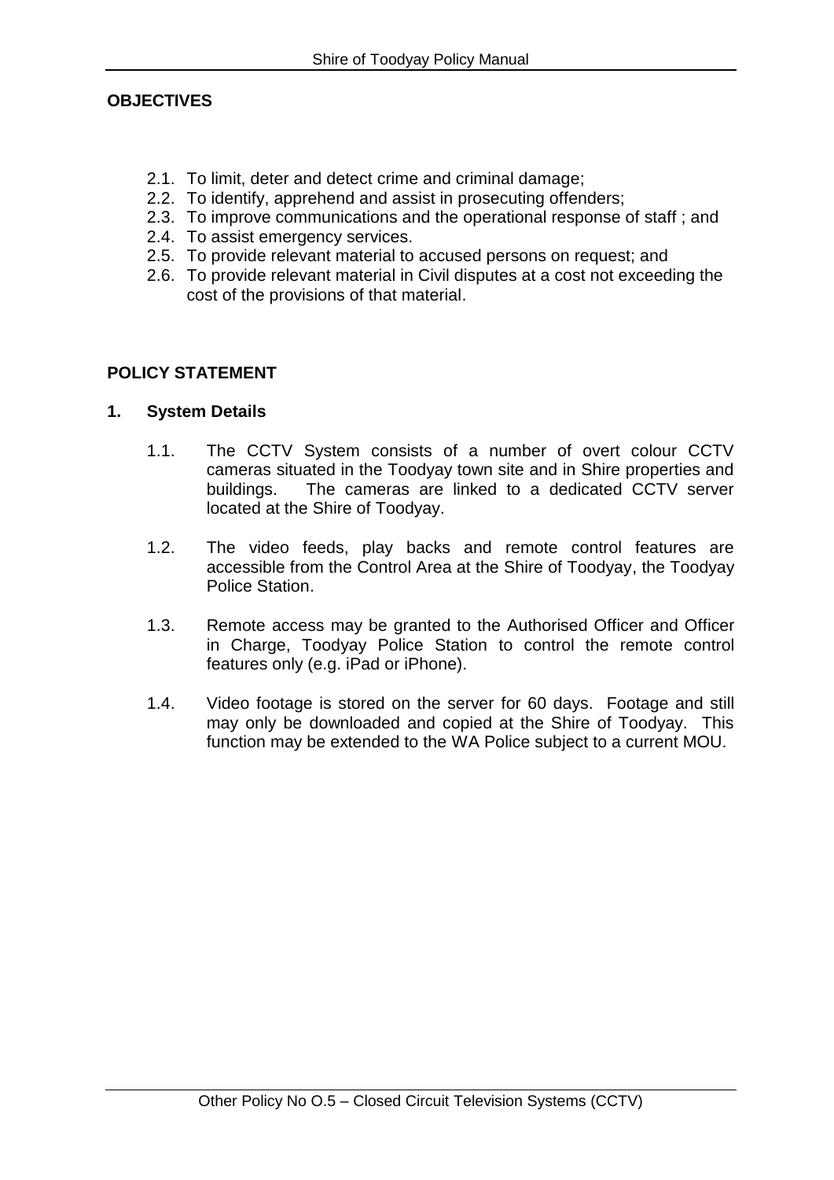## OBJECTIVES

2.1. To limit, deter and detect crime and criminal damage;
2.2. To identify, apprehend and assist in prosecuting offenders;
2.3. To improve communications and the operational response of staff ; and
2.4. To assist emergency services.
2.5. To provide relevant material to accused persons on request; and
2.6. To provide relevant material in Civil disputes at a cost not exceeding the cost of the provisions of that material.

## POLICY STATEMENT

### 1. System Details

1.1. The CCTV System consists of a number of overt colour CCTV cameras situated in the Toodyay town site and in Shire properties and buildings. The cameras are linked to a dedicated CCTV server located at the Shire of Toodyay.

1.2. The video feeds, play backs and remote control features are accessible from the Control Area at the Shire of Toodyay, the Toodyay Police Station.

1.3. Remote access may be granted to the Authorised Officer and Officer in Charge, Toodyay Police Station to control the remote control features only (e.g. iPad or iPhone).

1.4. Video footage is stored on the server for 60 days. Footage and still may only be downloaded and copied at the Shire of Toodyay. This function may be extended to the WA Police subject to a current MOU.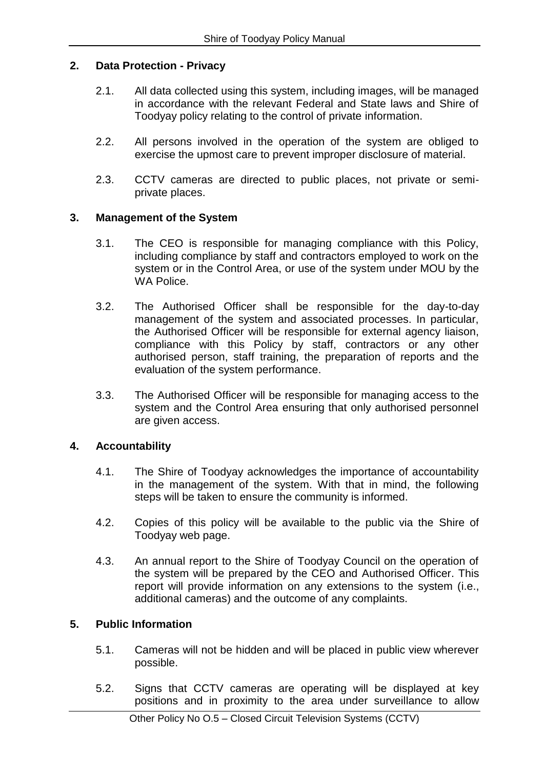## 2. Data Protection - Privacy

2.1. All data collected using this system, including images, will be managed in accordance with the relevant Federal and State laws and Shire of Toodyay policy relating to the control of private information.

2.2. All persons involved in the operation of the system are obliged to exercise the upmost care to prevent improper disclosure of material.

2.3. CCTV cameras are directed to public places, not private or semi-private places.

## 3. Management of the System

3.1. The CEO is responsible for managing compliance with this Policy, including compliance by staff and contractors employed to work on the system or in the Control Area, or use of the system under MOU by the WA Police.

3.2. The Authorised Officer shall be responsible for the day-to-day management of the system and associated processes. In particular, the Authorised Officer will be responsible for external agency liaison, compliance with this Policy by staff, contractors or any other authorised person, staff training, the preparation of reports and the evaluation of the system performance.

3.3. The Authorised Officer will be responsible for managing access to the system and the Control Area ensuring that only authorised personnel are given access.

## 4. Accountability

4.1. The Shire of Toodyay acknowledges the importance of accountability in the management of the system. With that in mind, the following steps will be taken to ensure the community is informed.

4.2. Copies of this policy will be available to the public via the Shire of Toodyay web page.

4.3. An annual report to the Shire of Toodyay Council on the operation of the system will be prepared by the CEO and Authorised Officer. This report will provide information on any extensions to the system (i.e., additional cameras) and the outcome of any complaints.

## 5. Public Information

5.1. Cameras will not be hidden and will be placed in public view wherever possible.

5.2. Signs that CCTV cameras are operating will be displayed at key positions and in proximity to the area under surveillance to allow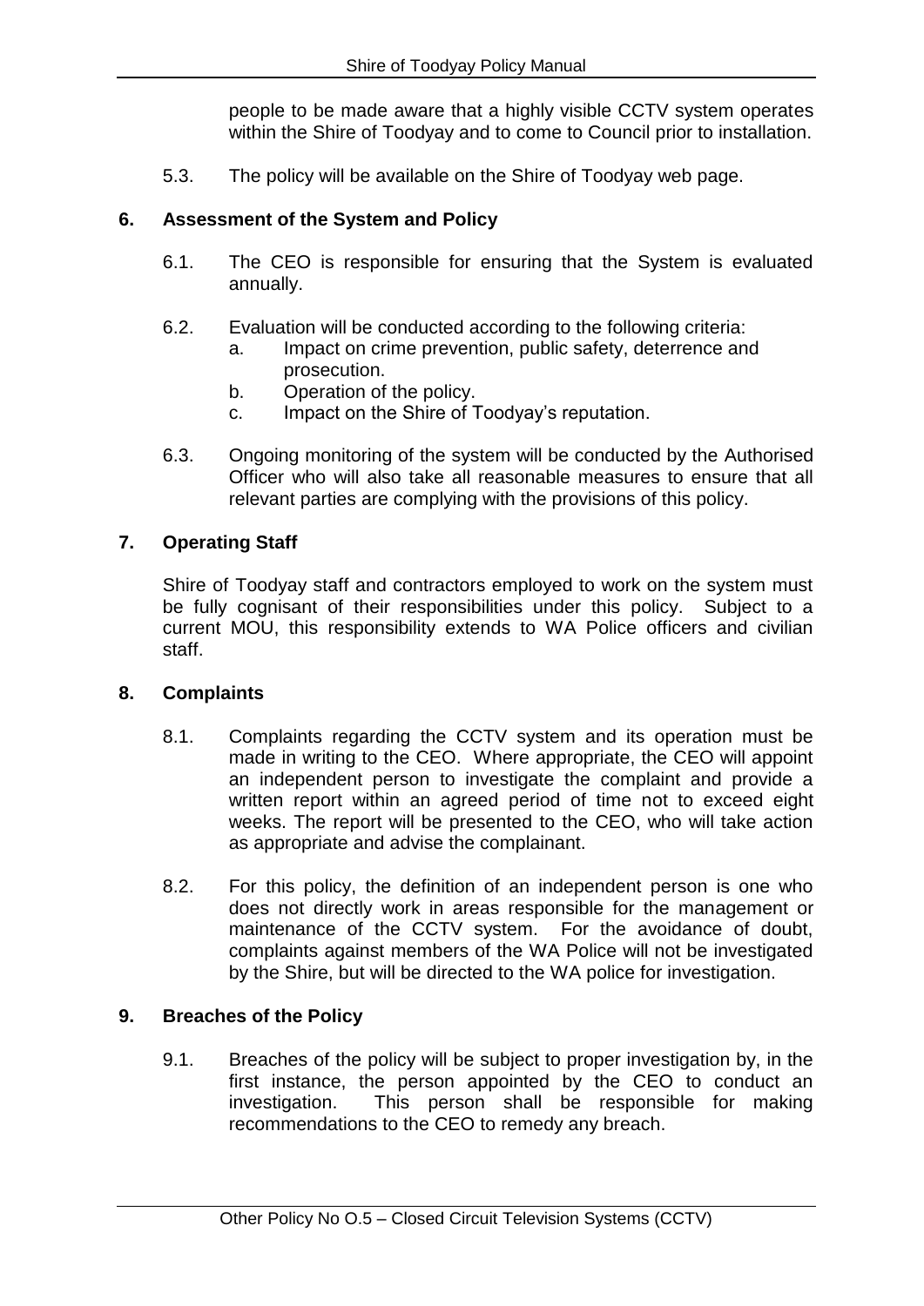people to be made aware that a highly visible CCTV system operates within the Shire of Toodyay and to come to Council prior to installation.

5.3. The policy will be available on the Shire of Toodyay web page.

## 6. Assessment of the System and Policy

6.1. The CEO is responsible for ensuring that the System is evaluated annually.

6.2. Evaluation will be conducted according to the following criteria:

a. Impact on crime prevention, public safety, deterrence and prosecution.

b. Operation of the policy.

c. Impact on the Shire of Toodyay's reputation.

6.3. Ongoing monitoring of the system will be conducted by the Authorised Officer who will also take all reasonable measures to ensure that all relevant parties are complying with the provisions of this policy.

## 7. Operating Staff

Shire of Toodyay staff and contractors employed to work on the system must be fully cognisant of their responsibilities under this policy. Subject to a current MOU, this responsibility extends to WA Police officers and civilian staff.

## 8. Complaints

8.1. Complaints regarding the CCTV system and its operation must be made in writing to the CEO. Where appropriate, the CEO will appoint an independent person to investigate the complaint and provide a written report within an agreed period of time not to exceed eight weeks. The report will be presented to the CEO, who will take action as appropriate and advise the complainant.

8.2. For this policy, the definition of an independent person is one who does not directly work in areas responsible for the management or maintenance of the CCTV system. For the avoidance of doubt, complaints against members of the WA Police will not be investigated by the Shire, but will be directed to the WA police for investigation.

## 9. Breaches of the Policy

9.1. Breaches of the policy will be subject to proper investigation by, in the first instance, the person appointed by the CEO to conduct an investigation. This person shall be responsible for making recommendations to the CEO to remedy any breach.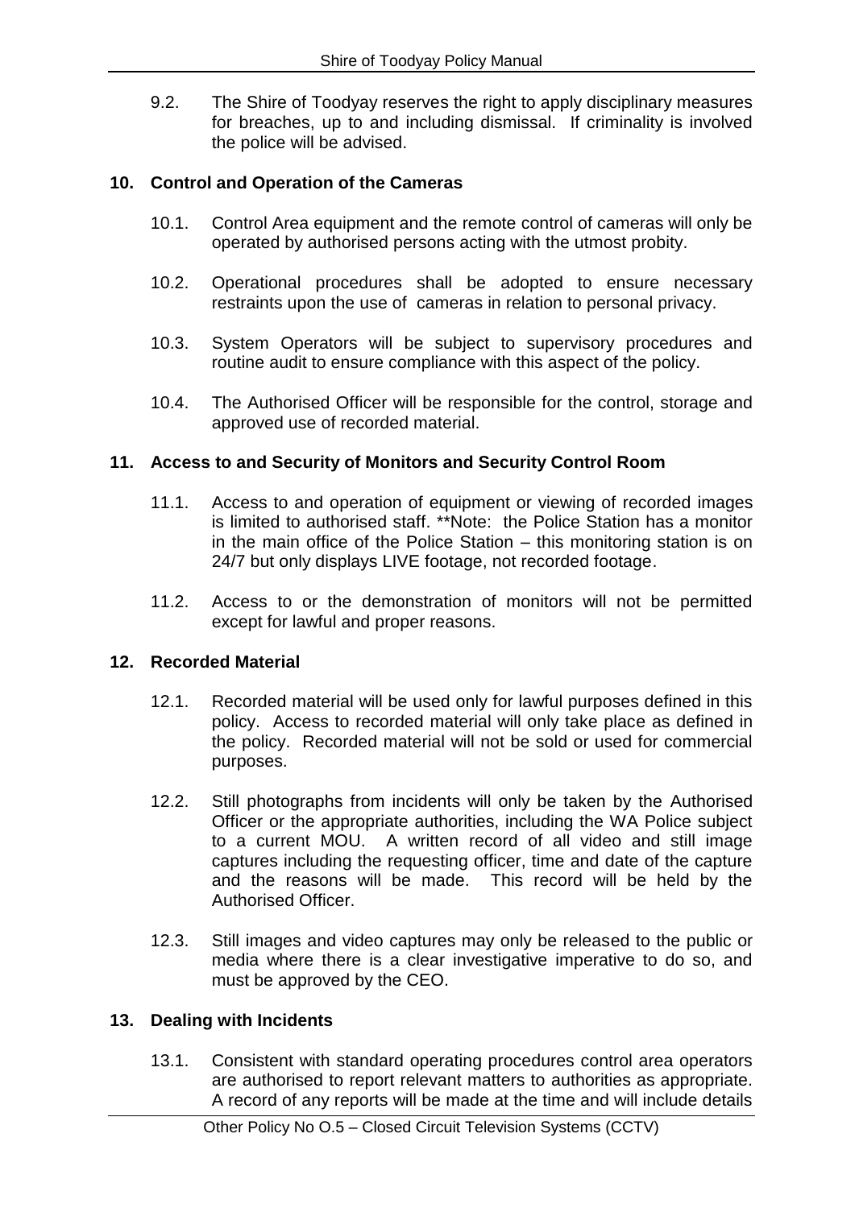9.2. The Shire of Toodyay reserves the right to apply disciplinary measures for breaches, up to and including dismissal. If criminality is involved the police will be advised.

## 10. Control and Operation of the Cameras

10.1. Control Area equipment and the remote control of cameras will only be operated by authorised persons acting with the utmost probity.

10.2. Operational procedures shall be adopted to ensure necessary restraints upon the use of cameras in relation to personal privacy.

10.3. System Operators will be subject to supervisory procedures and routine audit to ensure compliance with this aspect of the policy.

10.4. The Authorised Officer will be responsible for the control, storage and approved use of recorded material.

## 11. Access to and Security of Monitors and Security Control Room

11.1. Access to and operation of equipment or viewing of recorded images is limited to authorised staff. **Note: the Police Station has a monitor in the main office of the Police Station – this monitoring station is on 24/7 but only displays LIVE footage, not recorded footage.

11.2. Access to or the demonstration of monitors will not be permitted except for lawful and proper reasons.

## 12. Recorded Material

12.1. Recorded material will be used only for lawful purposes defined in this policy. Access to recorded material will only take place as defined in the policy. Recorded material will not be sold or used for commercial purposes.

12.2. Still photographs from incidents will only be taken by the Authorised Officer or the appropriate authorities, including the WA Police subject to a current MOU. A written record of all video and still image captures including the requesting officer, time and date of the capture and the reasons will be made. This record will be held by the Authorised Officer.

12.3. Still images and video captures may only be released to the public or media where there is a clear investigative imperative to do so, and must be approved by the CEO.

## 13. Dealing with Incidents

13.1. Consistent with standard operating procedures control area operators are authorised to report relevant matters to authorities as appropriate. A record of any reports will be made at the time and will include details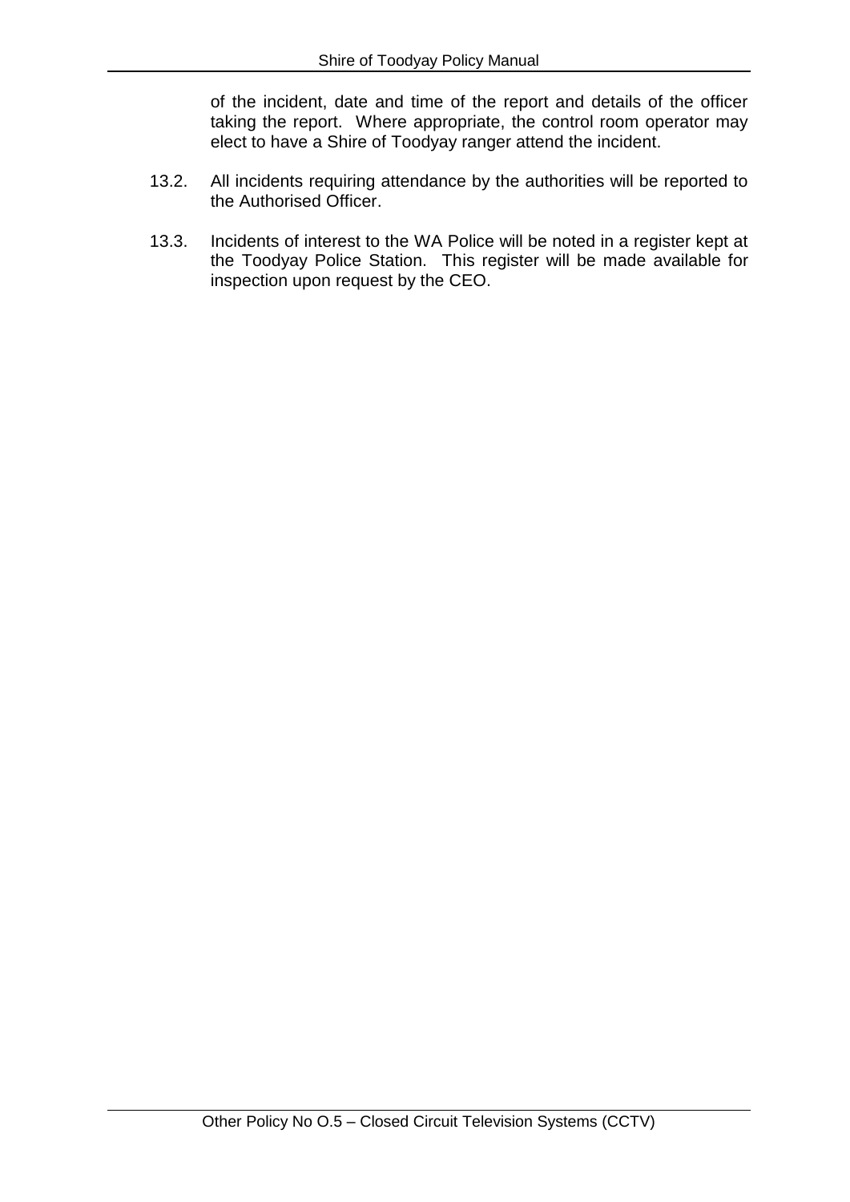of the incident, date and time of the report and details of the officer taking the report. Where appropriate, the control room operator may elect to have a Shire of Toodyay ranger attend the incident.

13.2. All incidents requiring attendance by the authorities will be reported to the Authorised Officer.

13.3. Incidents of interest to the WA Police will be noted in a register kept at the Toodyay Police Station. This register will be made available for inspection upon request by the CEO.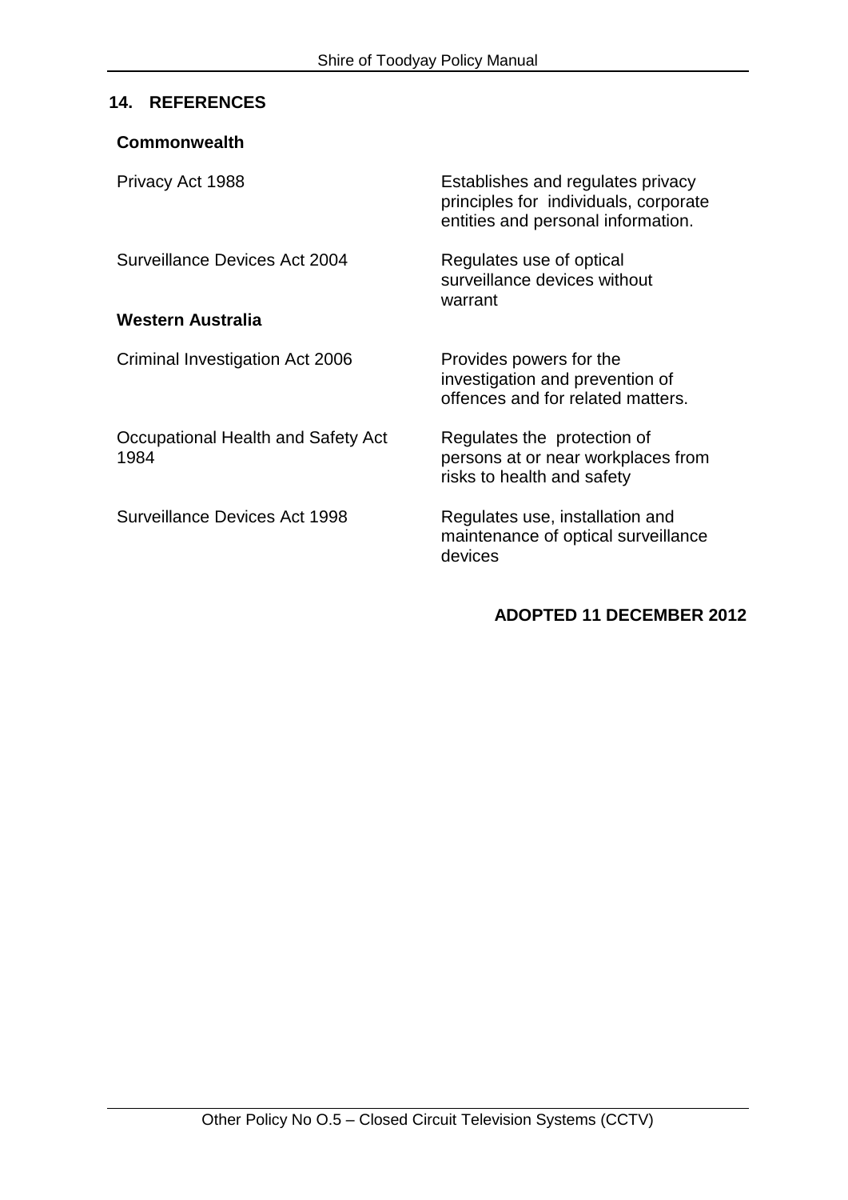## 14. REFERENCES

**Commonwealth**

| | |
|---|---|
| Privacy Act 1988 | Establishes and regulates privacy principles for individuals, corporate entities and personal information. |
| Surveillance Devices Act 2004 | Regulates use of optical surveillance devices without warrant |

**Western Australia**

| | |
|---|---|
| Criminal Investigation Act 2006 | Provides powers for the investigation and prevention of offences and for related matters. |
| Occupational Health and Safety Act 1984 | Regulates the protection of persons at or near workplaces from risks to health and safety |
| Surveillance Devices Act 1998 | Regulates use, installation and maintenance of optical surveillance devices |

**ADOPTED 11 DECEMBER 2012**